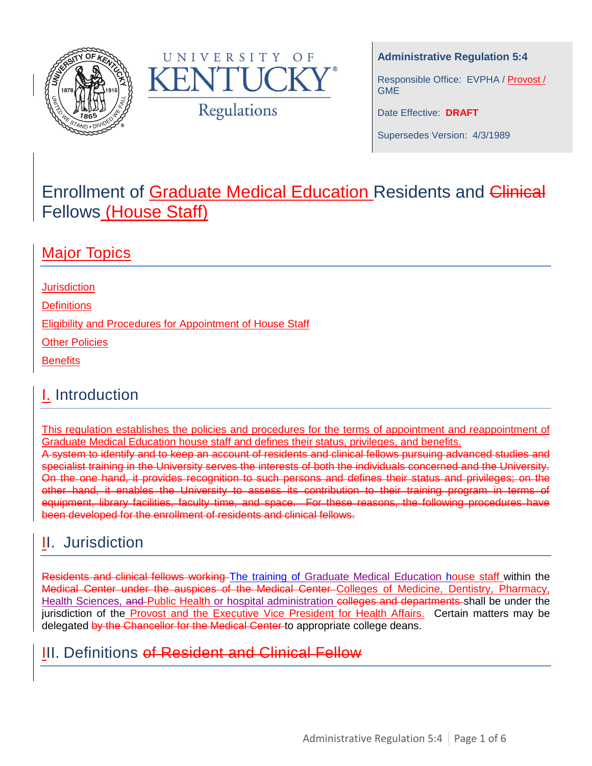**Administrative Regulation 5:4**

Responsible Office: EVPHA / Provost / GME

Date Effective: **DRAFT**

Supersedes Version: 4/3/1989

# Enrollment of Graduate Medical Education Residents and ~~Clinical~~ Fellows (House Staff)

## Major Topics

Jurisdiction

Definitions

Eligibility and Procedures for Appointment of House Staff

Other Policies

Benefits

## I. Introduction

This regulation establishes the policies and procedures for the terms of appointment and reappointment of Graduate Medical Education house staff and defines their status, privileges, and benefits.
~~A system to identify and to keep an account of residents and clinical fellows pursuing advanced studies and specialist training in the University serves the interests of both the individuals concerned and the University. On the one hand, it provides recognition to such persons and defines their status and privileges; on the other hand, it enables the University to assess its contribution to their training program in terms of equipment, library facilities, faculty time, and space. For these reasons, the following procedures have been developed for the enrollment of residents and clinical fellows.~~

## II. Jurisdiction

~~Residents and clinical fellows working~~ The training of Graduate Medical Education house staff within the ~~Medical Center under the auspices of the Medical Center~~ Colleges of Medicine, Dentistry, Pharmacy, Health Sciences, ~~and~~ Public Health or hospital administration ~~colleges and departments~~ shall be under the jurisdiction of the Provost and the Executive Vice President for Health Affairs. Certain matters may be delegated ~~by the Chancellor for the Medical Center~~ to appropriate college deans.

## III. Definitions ~~of Resident and Clinical Fellow~~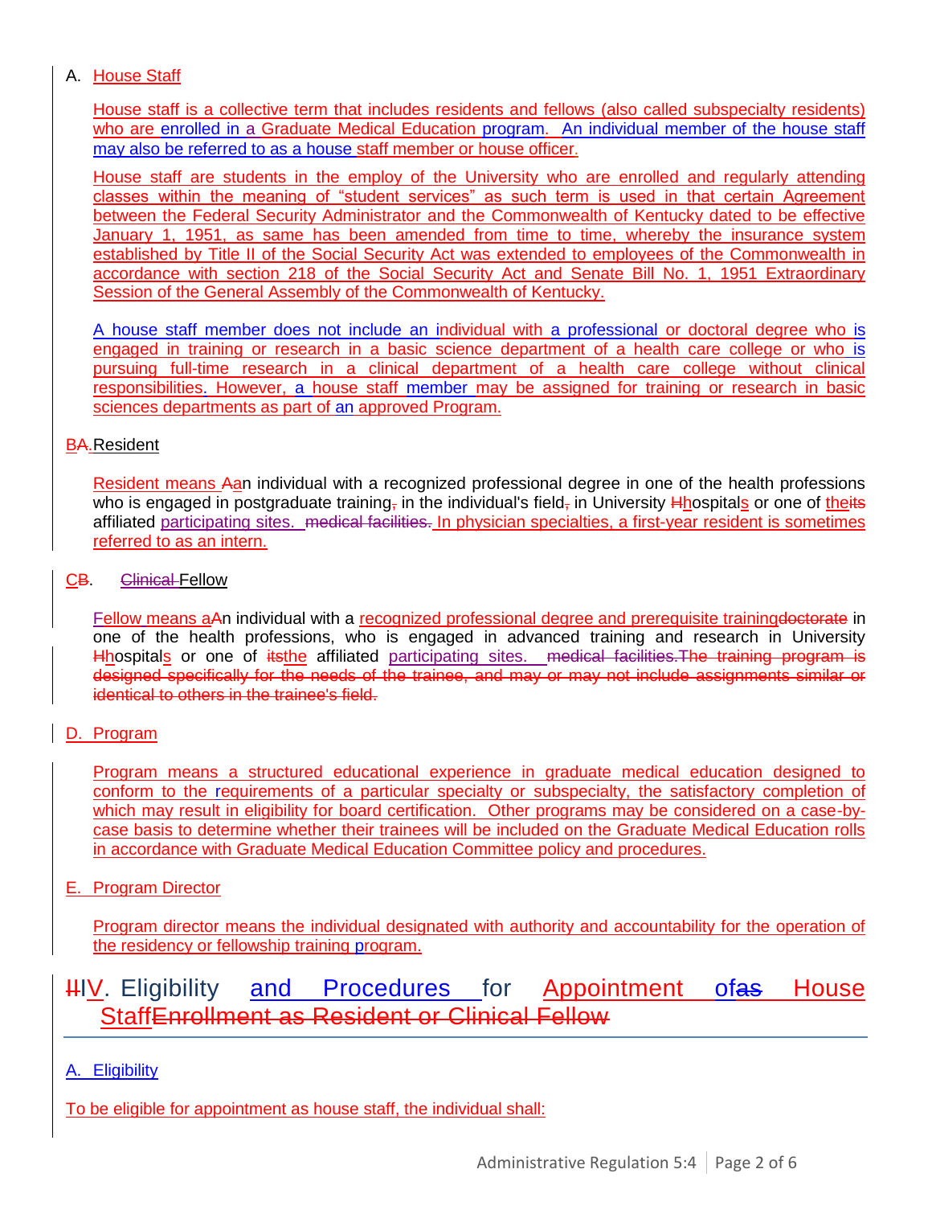A. House Staff

House staff is a collective term that includes residents and fellows (also called subspecialty residents) who are enrolled in a Graduate Medical Education program. An individual member of the house staff may also be referred to as a house staff member or house officer.

House staff are students in the employ of the University who are enrolled and regularly attending classes within the meaning of "student services" as such term is used in that certain Agreement between the Federal Security Administrator and the Commonwealth of Kentucky dated to be effective January 1, 1951, as same has been amended from time to time, whereby the insurance system established by Title II of the Social Security Act was extended to employees of the Commonwealth in accordance with section 218 of the Social Security Act and Senate Bill No. 1, 1951 Extraordinary Session of the General Assembly of the Commonwealth of Kentucky.

A house staff member does not include an individual with a professional or doctoral degree who is engaged in training or research in a basic science department of a health care college or who is pursuing full-time research in a clinical department of a health care college without clinical responsibilities. However, a house staff member may be assigned for training or research in basic sciences departments as part of an approved Program.

B~~A.~~Resident

Resident means ~~A~~an individual with a recognized professional degree in one of the health professions who is engaged in postgraduate training~~,~~ in the individual's field~~,~~ in University ~~H~~hospitals or one of the~~its~~ affiliated participating sites. ~~medical facilities.~~ In physician specialties, a first-year resident is sometimes referred to as an intern.

C~~B~~. ~~Clinical~~ Fellow

Fellow means a~~A~~n individual with a recognized professional degree and prerequisite training~~doctorate~~ in one of the health professions, who is engaged in advanced training and research in University ~~H~~hospitals or one of ~~its~~the affiliated participating sites. ~~medical facilities.The training program is designed specifically for the needs of the trainee, and may or may not include assignments similar or identical to others in the trainee's field.~~

D. Program

Program means a structured educational experience in graduate medical education designed to conform to the requirements of a particular specialty or subspecialty, the satisfactory completion of which may result in eligibility for board certification. Other programs may be considered on a case-by-case basis to determine whether their trainees will be included on the Graduate Medical Education rolls in accordance with Graduate Medical Education Committee policy and procedures.

E. Program Director

Program director means the individual designated with authority and accountability for the operation of the residency or fellowship training program.

## ~~II~~IV. Eligibility and Procedures for Appointment of~~as~~ House Staff~~Enrollment as Resident or Clinical Fellow~~

A. Eligibility

To be eligible for appointment as house staff, the individual shall: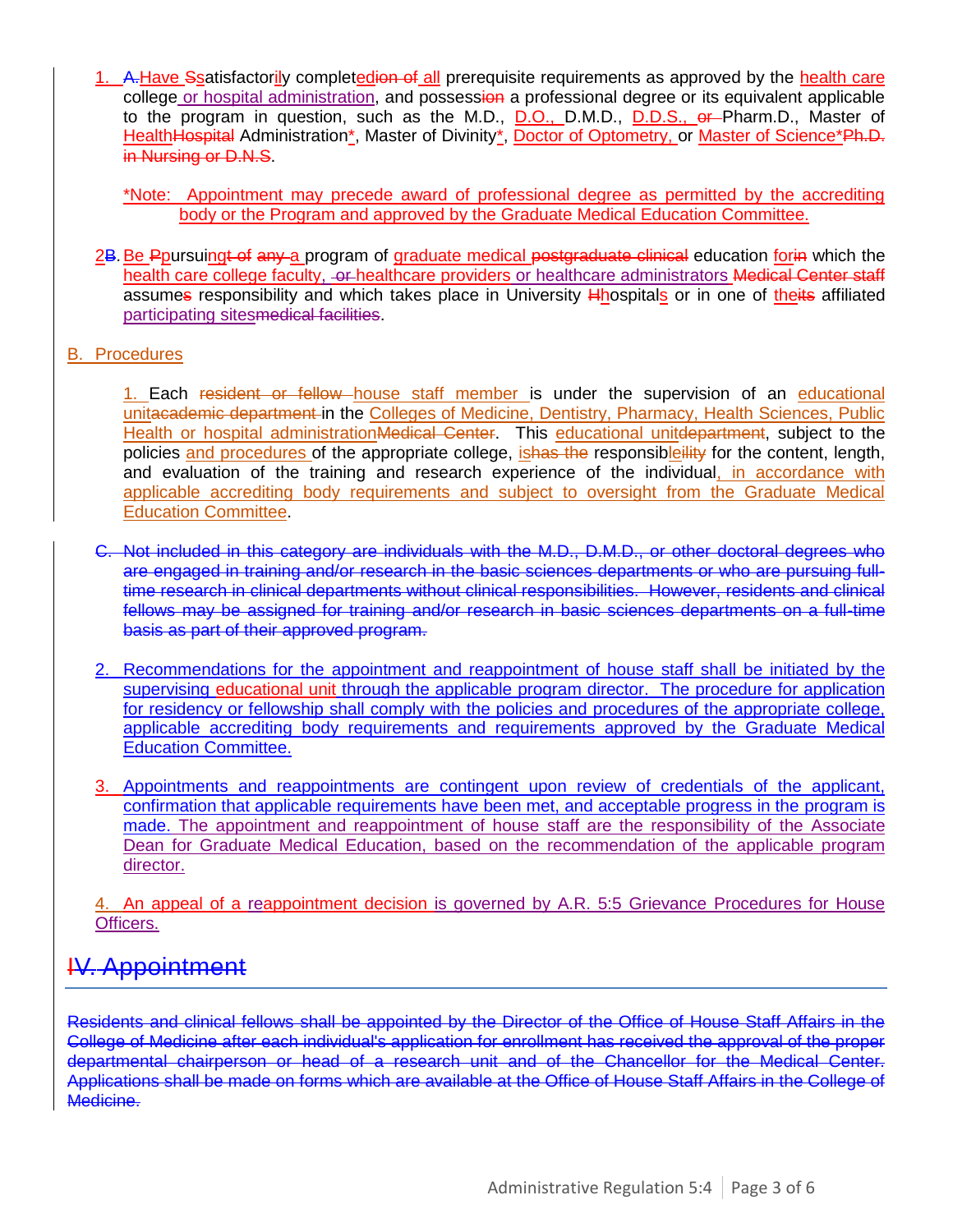1. ~~A.~~Have ~~S~~satisfactorily completed~~ion of~~ all prerequisite requirements as approved by the health care college or hospital administration, and possess~~ion~~ a professional degree or its equivalent applicable to the program in question, such as the M.D., D.O., D.M.D., D.D.S., ~~or~~ Pharm.D., Master of Health~~Hospital~~ Administration*, Master of Divinity*, Doctor of Optometry, or Master of Science*~~Ph.D. in Nursing or D.N.S~~.

   *Note: Appointment may precede award of professional degree as permitted by the accrediting body or the Program and approved by the Graduate Medical Education Committee.

2~~B~~. Be ~~P~~pursuing~~t of~~ ~~any~~ a program of graduate medical ~~postgraduate clinical~~ education for~~in~~ which the health care college faculty, ~~or~~ healthcare providers or healthcare administrators ~~Medical Center staff~~ assume~~s~~ responsibility and which takes place in University ~~H~~hospitals or in one of their~~its~~ affiliated participating sites~~medical facilities~~.

B. Procedures

1. Each ~~resident or fellow~~ house staff member is under the supervision of an educational unit~~academic department~~ in the Colleges of Medicine, Dentistry, Pharmacy, Health Sciences, Public Health or hospital administration~~Medical Center~~. This educational unit~~department~~, subject to the policies and procedures of the appropriate college, is~~has the~~ responsible~~ility~~ for the content, length, and evaluation of the training and research experience of the individual, in accordance with applicable accrediting body requirements and subject to oversight from the Graduate Medical Education Committee.

~~C. Not included in this category are individuals with the M.D., D.M.D., or other doctoral degrees who are engaged in training and/or research in the basic sciences departments or who are pursuing full-time research in clinical departments without clinical responsibilities. However, residents and clinical fellows may be assigned for training and/or research in basic sciences departments on a full-time basis as part of their approved program.~~

2. Recommendations for the appointment and reappointment of house staff shall be initiated by the supervising educational unit through the applicable program director. The procedure for application for residency or fellowship shall comply with the policies and procedures of the appropriate college, applicable accrediting body requirements and requirements approved by the Graduate Medical Education Committee.

3. Appointments and reappointments are contingent upon review of credentials of the applicant, confirmation that applicable requirements have been met, and acceptable progress in the program is made. The appointment and reappointment of house staff are the responsibility of the Associate Dean for Graduate Medical Education, based on the recommendation of the applicable program director.

4. An appeal of a reappointment decision is governed by A.R. 5:5 Grievance Procedures for House Officers.

# ~~IV. Appointment~~

~~Residents and clinical fellows shall be appointed by the Director of the Office of House Staff Affairs in the College of Medicine after each individual's application for enrollment has received the approval of the proper departmental chairperson or head of a research unit and of the Chancellor for the Medical Center. Applications shall be made on forms which are available at the Office of House Staff Affairs in the College of Medicine.~~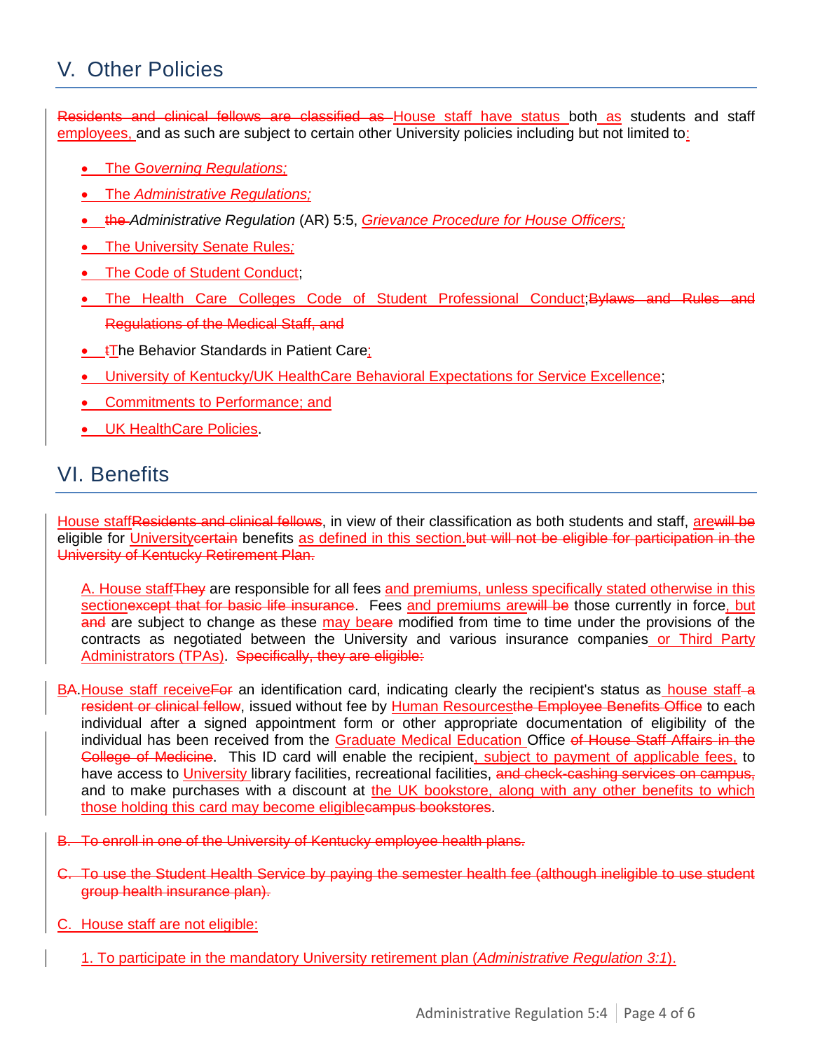## V. Other Policies

~~Residents and clinical fellows are classified as~~ House staff have status both as students and staff employees, and as such are subject to certain other University policies including but not limited to:

- The Governing Regulations;
- The *Administrative Regulations;*
- ~~the~~ *Administrative Regulation* (AR) 5:5, *Grievance Procedure for House Officers;*
- The University Senate Rules;
- The Code of Student Conduct;
- The Health Care Colleges Code of Student Professional Conduct;~~Bylaws and Rules and Regulations of the Medical Staff, and~~
- ~~t~~The Behavior Standards in Patient Care;
- University of Kentucky/UK HealthCare Behavioral Expectations for Service Excellence;
- Commitments to Performance; and
- UK HealthCare Policies.

## VI. Benefits

House staff~~Residents and clinical fellows~~, in view of their classification as both students and staff, are~~will be~~ eligible for University~~certain~~ benefits as defined in this section.~~but will not be eligible for participation in the University of Kentucky Retirement Plan.~~

A. House staff~~They~~ are responsible for all fees and premiums, unless specifically stated otherwise in this section~~except that for basic life insurance~~. Fees and premiums are~~will be~~ those currently in force, but ~~and~~ are subject to change as these may be~~are~~ modified from time to time under the provisions of the contracts as negotiated between the University and various insurance companies or Third Party Administrators (TPAs). ~~Specifically, they are eligible:~~

B~~A~~. House staff receive~~For~~ an identification card, indicating clearly the recipient's status as house staff ~~a resident or clinical fellow~~, issued without fee by Human Resources~~the Employee Benefits Office~~ to each individual after a signed appointment form or other appropriate documentation of eligibility of the individual has been received from the Graduate Medical Education Office ~~of House Staff Affairs in the College of Medicine~~. This ID card will enable the recipient, subject to payment of applicable fees, to have access to University library facilities, recreational facilities, ~~and check-cashing services on campus,~~ and to make purchases with a discount at the UK bookstore, along with any other benefits to which those holding this card may become eligible~~campus bookstores~~.

~~B. To enroll in one of the University of Kentucky employee health plans.~~

~~C. To use the Student Health Service by paying the semester health fee (although ineligible to use student group health insurance plan).~~

C. House staff are not eligible:

1. To participate in the mandatory University retirement plan (*Administrative Regulation 3:1*).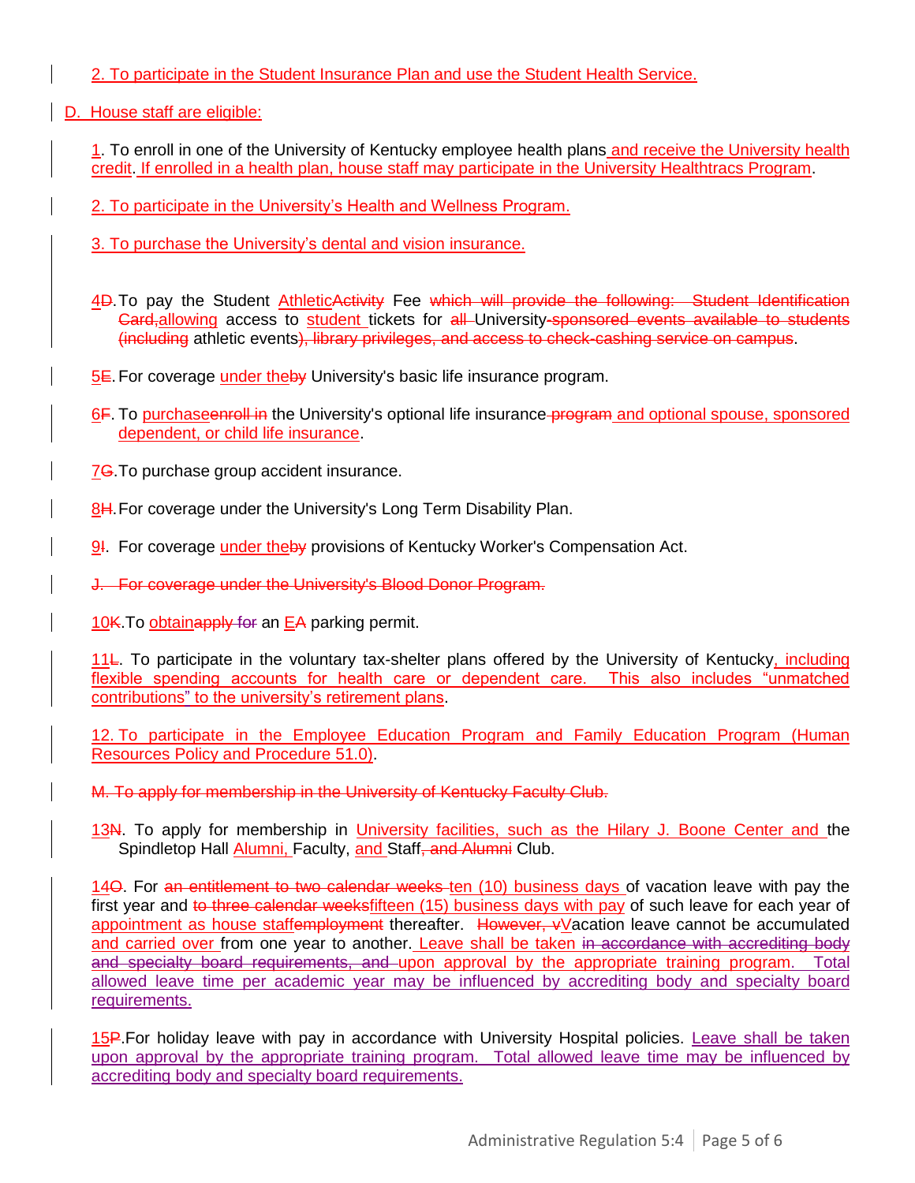2. To participate in the Student Insurance Plan and use the Student Health Service.

D. House staff are eligible:

1. To enroll in one of the University of Kentucky employee health plans and receive the University health credit. If enrolled in a health plan, house staff may participate in the University Healthtracs Program.

2. To participate in the University's Health and Wellness Program.

3. To purchase the University's dental and vision insurance.

4~~D~~. To pay the Student Athletic~~Activity~~ Fee ~~which will provide the following: Student Identification Card,~~allowing access to student tickets for ~~all~~ University~~-sponsored events available to students (including~~ athletic events~~), library privileges, and access to check-cashing service on campus~~.

5~~E~~. For coverage under the~~by~~ University's basic life insurance program.

6~~F~~. To purchase~~enroll in~~ the University's optional life insurance ~~program~~ and optional spouse, sponsored dependent, or child life insurance.

7~~G~~. To purchase group accident insurance.

8~~H~~. For coverage under the University's Long Term Disability Plan.

9~~I~~. For coverage under the~~by~~ provisions of Kentucky Worker's Compensation Act.

~~J. For coverage under the University's Blood Donor Program.~~

10~~K~~. To obtain~~apply for~~ an E~~A~~ parking permit.

11~~L~~. To participate in the voluntary tax-shelter plans offered by the University of Kentucky, including flexible spending accounts for health care or dependent care. This also includes "unmatched contributions" to the university's retirement plans.

12. To participate in the Employee Education Program and Family Education Program (Human Resources Policy and Procedure 51.0).

~~M. To apply for membership in the University of Kentucky Faculty Club.~~

13~~N~~. To apply for membership in University facilities, such as the Hilary J. Boone Center and the Spindletop Hall Alumni, Faculty, and Staff~~, and Alumni~~ Club.

14~~O~~. For ~~an entitlement to two calendar weeks~~ ten (10) business days of vacation leave with pay the first year and ~~to three calendar weeks~~fifteen (15) business days with pay of such leave for each year of appointment as house staff~~employment~~ thereafter. ~~However, v~~Vacation leave cannot be accumulated and carried over from one year to another. Leave shall be taken ~~in accordance with accrediting body and specialty board requirements, and~~ upon approval by the appropriate training program. Total allowed leave time per academic year may be influenced by accrediting body and specialty board requirements.

15~~P~~. For holiday leave with pay in accordance with University Hospital policies. Leave shall be taken upon approval by the appropriate training program. Total allowed leave time may be influenced by accrediting body and specialty board requirements.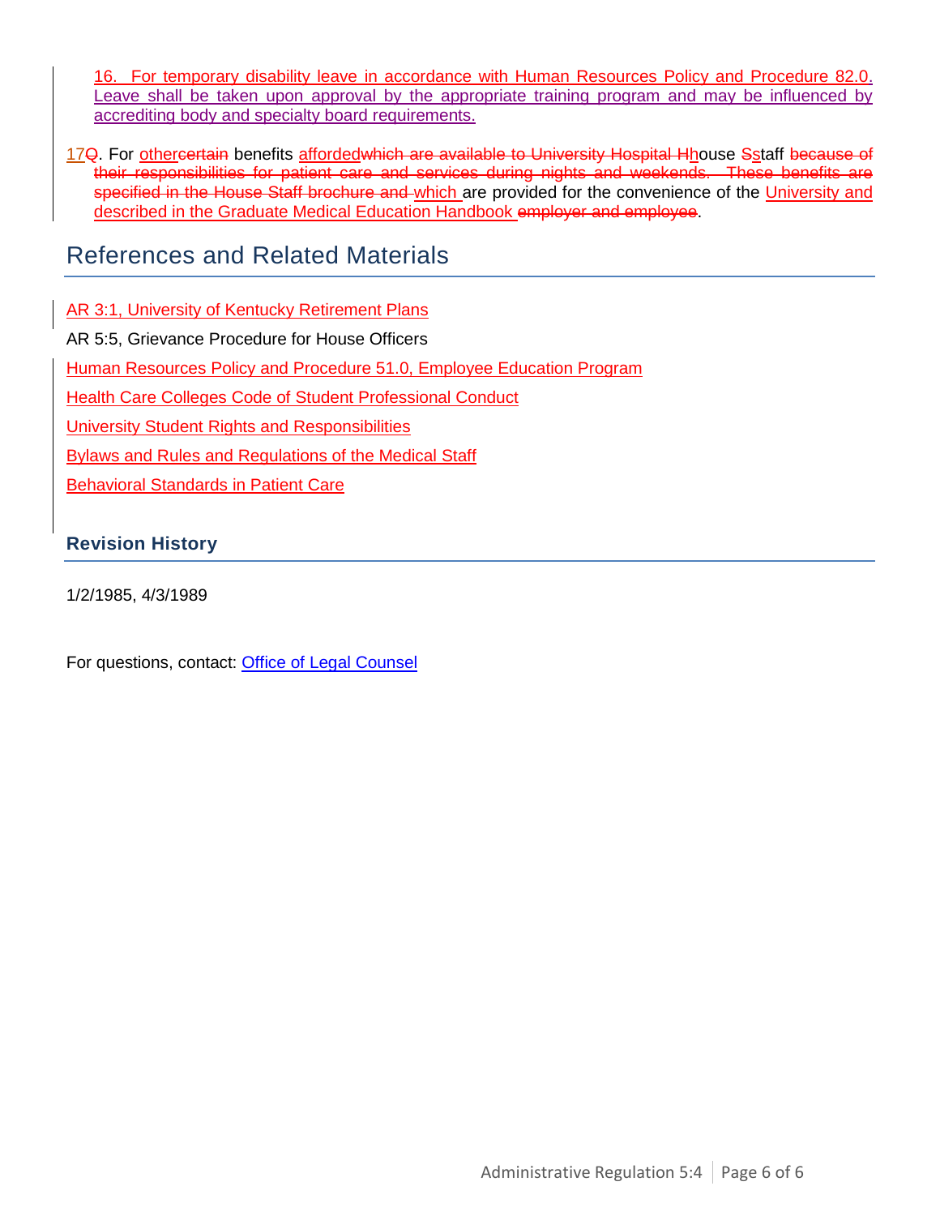16. For temporary disability leave in accordance with Human Resources Policy and Procedure 82.0. Leave shall be taken upon approval by the appropriate training program and may be influenced by accrediting body and specialty board requirements.

17Q. For othercertain benefits affordedwhich are available to University Hospital Hhouse Sstaff because of their responsibilities for patient care and services during nights and weekends. These benefits are specified in the House Staff brochure and which are provided for the convenience of the University and described in the Graduate Medical Education Handbook employer and employee.

## References and Related Materials

AR 3:1, University of Kentucky Retirement Plans

AR 5:5, Grievance Procedure for House Officers

Human Resources Policy and Procedure 51.0, Employee Education Program

Health Care Colleges Code of Student Professional Conduct

University Student Rights and Responsibilities

Bylaws and Rules and Regulations of the Medical Staff

Behavioral Standards in Patient Care

### Revision History

1/2/1985, 4/3/1989

For questions, contact: Office of Legal Counsel